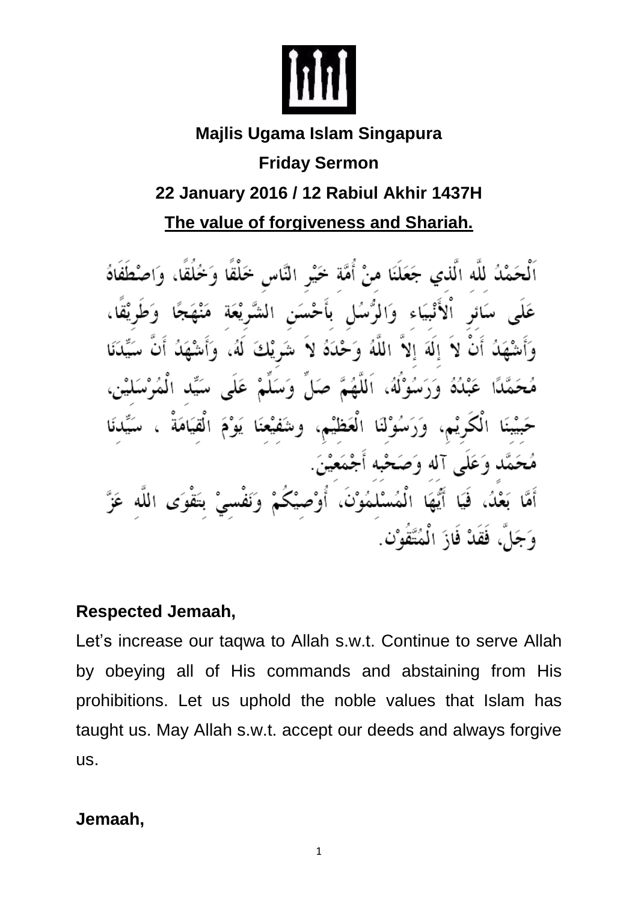**Majlis Ugama Islam Singapura**

**Friday Sermon**

**22 January 2016 / 12 Rabiul Akhir 1437H**

**The value of forgiveness and Shariah.**

اَلْحَمْدُ للّه الَّذي جَعَلَنَا منْ أُمَّة خَيْرِ النَّاسِ خَلْقًا وَخُلُقًا، وَاصْطَفَاهُ عَلَى سَائِرِ الأَنْبِيَاءِ وَالرُّسُلِ بِأَحْسَنِ الشَّرِيْعَةِ مَنْهَجًا وَطَرِيْقًا، وَأَشْهَدُ أَنْ لاَ إِلَهَ إِلاَّ اللَّهُ وَحْدَهُ لاَ شَرِيْكَ لَهُ، وَأَشْهَدُ أَنَّ سَيِّدَنَا مُحَمَّدًا عَبْدُهُ وَرَسُوْلُهُ، اَللَّهُمَّ صَلِّ وَسَلِّمْ عَلَى سَيِّدِ الْمُرْسَلِيْنَ، حَبِيْبِنَا الْكَرِيْمِ، وَرَسُوْلِنَا الْعَظِيْمِ، وشَفِيْعِنَا يَوْمَ الْقِيَامَةْ ، سَيِّدِنَا مُحَمَّد وَعَلَى آله وَصَحْبِه أَجْمَعِيْنَ.

أَمَّا بَعْدُ، فَيَا أَيُّهَا الْمُسْلِمُوْنَ، أُوْصِيْكُمْ وَنَفْسِيْ بِتَقْوَى اللَّهِ عَزَّ وَجَلَّ، فَقَدْ فَازَ الْمُتَّقُوْنَ.

**Respected Jemaah,**

Let's increase our taqwa to Allah s.w.t. Continue to serve Allah by obeying all of His commands and abstaining from His prohibitions. Let us uphold the noble values that Islam has taught us. May Allah s.w.t. accept our deeds and always forgive us.

**Jemaah,**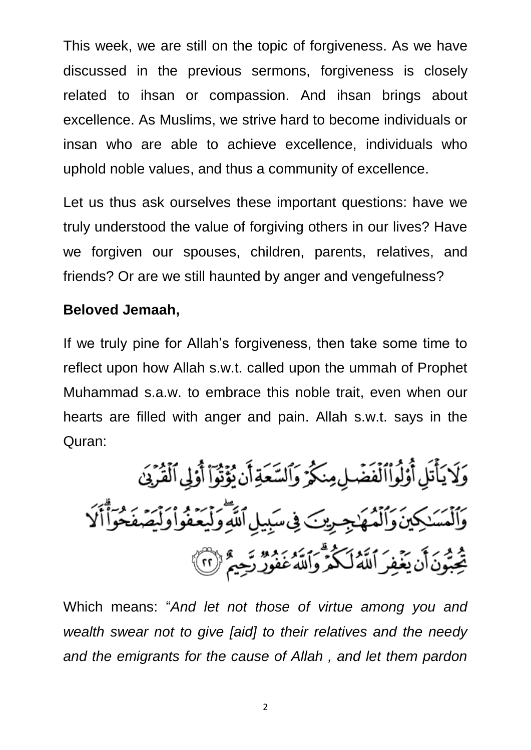This week, we are still on the topic of forgiveness. As we have discussed in the previous sermons, forgiveness is closely related to ihsan or compassion. And ihsan brings about excellence. As Muslims, we strive hard to become individuals or insan who are able to achieve excellence, individuals who uphold noble values, and thus a community of excellence.

Let us thus ask ourselves these important questions: have we truly understood the value of forgiving others in our lives? Have we forgiven our spouses, children, parents, relatives, and friends? Or are we still haunted by anger and vengefulness?

**Beloved Jemaah,**

If we truly pine for Allah's forgiveness, then take some time to reflect upon how Allah s.w.t. called upon the ummah of Prophet Muhammad s.a.w. to embrace this noble trait, even when our hearts are filled with anger and pain. Allah s.w.t. says in the Quran:

وَلَا يَأْتَلِ أُولُوا الْفَضْلِ مِنكُمْ وَالسَّعَةِ أَن يُؤْتُوا أُولِي الْقُرْبَىٰ وَالْمَسَاكِينَ وَالْمُهَاجِرِينَ فِي سَبِيلِ اللَّهِ ۖ وَلْيَعْفُوا وَلْيَصْفَحُوا ۗ أَلَا تُحِبُّونَ أَن يَغْفِرَ اللَّهُ لَكُمْ ۗ وَاللَّهُ غَفُورٌ رَّحِيمٌ ﴿٢٢﴾

Which means: "*And let not those of virtue among you and wealth swear not to give [aid] to their relatives and the needy and the emigrants for the cause of Allah , and let them pardon*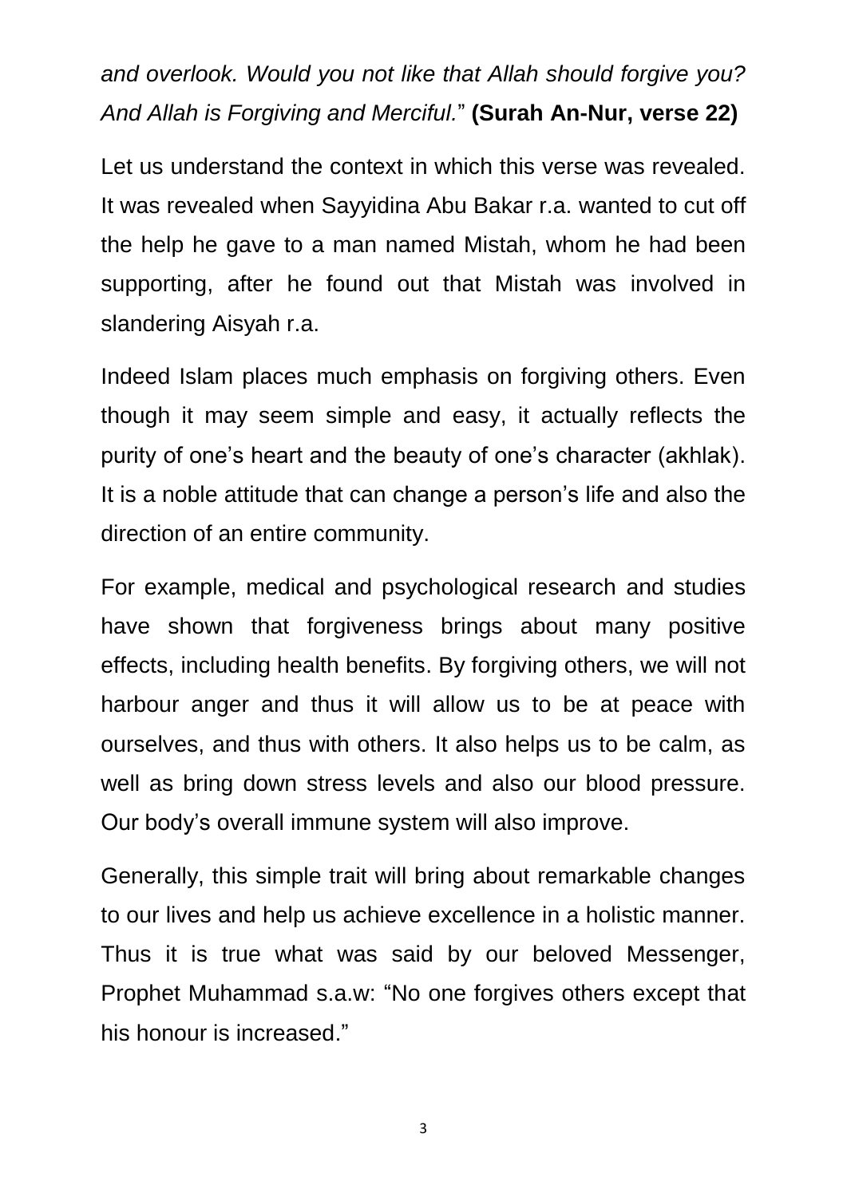*and overlook. Would you not like that Allah should forgive you? And Allah is Forgiving and Merciful.*" **(Surah An-Nur, verse 22)**

Let us understand the context in which this verse was revealed. It was revealed when Sayyidina Abu Bakar r.a. wanted to cut off the help he gave to a man named Mistah, whom he had been supporting, after he found out that Mistah was involved in slandering Aisyah r.a.

Indeed Islam places much emphasis on forgiving others. Even though it may seem simple and easy, it actually reflects the purity of one's heart and the beauty of one's character (akhlak). It is a noble attitude that can change a person's life and also the direction of an entire community.

For example, medical and psychological research and studies have shown that forgiveness brings about many positive effects, including health benefits. By forgiving others, we will not harbour anger and thus it will allow us to be at peace with ourselves, and thus with others. It also helps us to be calm, as well as bring down stress levels and also our blood pressure. Our body's overall immune system will also improve.

Generally, this simple trait will bring about remarkable changes to our lives and help us achieve excellence in a holistic manner. Thus it is true what was said by our beloved Messenger, Prophet Muhammad s.a.w: "No one forgives others except that his honour is increased."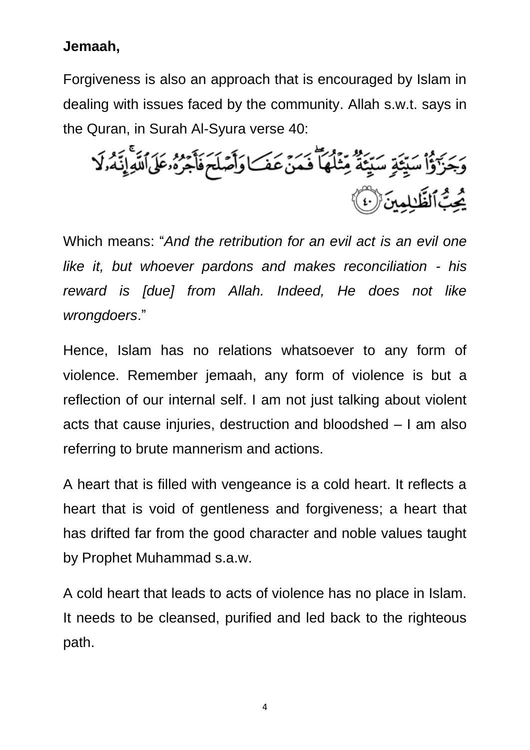**Jemaah,**

Forgiveness is also an approach that is encouraged by Islam in dealing with issues faced by the community. Allah s.w.t. says in the Quran, in Surah Al-Syura verse 40:

وَجَزَٰٓؤُاْ سَيِّئَةٖ سَيِّئَةٞ مِّثۡلُهَاۖ فَمَنۡ عَفَا وَأَصۡلَحَ فَأَجۡرُهُۥ عَلَى ٱللَّهِۚ إِنَّهُۥ لَا يُحِبُّ ٱلظَّٰلِمِينَ ﴿٤٠﴾

Which means: "*And the retribution for an evil act is an evil one like it, but whoever pardons and makes reconciliation - his reward is [due] from Allah. Indeed, He does not like wrongdoers*."

Hence, Islam has no relations whatsoever to any form of violence. Remember jemaah, any form of violence is but a reflection of our internal self. I am not just talking about violent acts that cause injuries, destruction and bloodshed – I am also referring to brute mannerism and actions.

A heart that is filled with vengeance is a cold heart. It reflects a heart that is void of gentleness and forgiveness; a heart that has drifted far from the good character and noble values taught by Prophet Muhammad s.a.w.

A cold heart that leads to acts of violence has no place in Islam. It needs to be cleansed, purified and led back to the righteous path.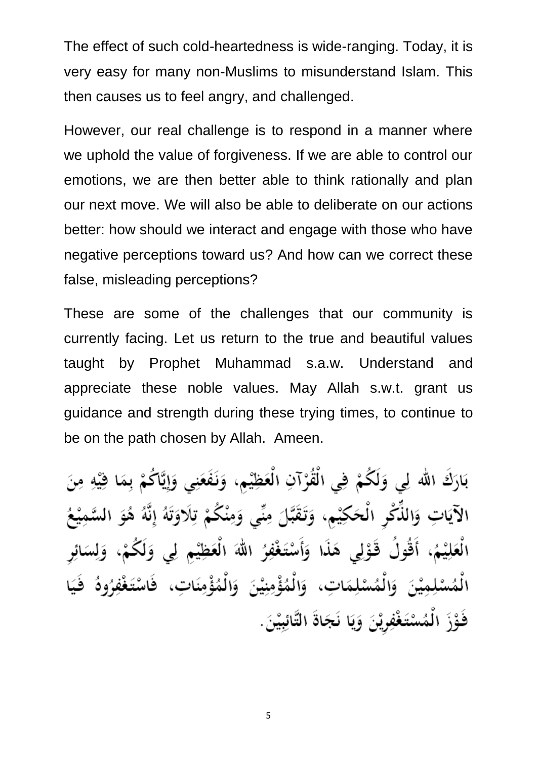The effect of such cold-heartedness is wide-ranging. Today, it is very easy for many non-Muslims to misunderstand Islam. This then causes us to feel angry, and challenged.

However, our real challenge is to respond in a manner where we uphold the value of forgiveness. If we are able to control our emotions, we are then better able to think rationally and plan our next move. We will also be able to deliberate on our actions better: how should we interact and engage with those who have negative perceptions toward us? And how can we correct these false, misleading perceptions?

These are some of the challenges that our community is currently facing. Let us return to the true and beautiful values taught by Prophet Muhammad s.a.w. Understand and appreciate these noble values. May Allah s.w.t. grant us guidance and strength during these trying times, to continue to be on the path chosen by Allah. Ameen.

بَارَكَ اللهُ لِي وَلَكُمْ فِي الْقُرْآنِ الْعَظِيْمِ، وَنَفَعَنِي وَإِيَّاكُمْ بِمَا فِيْهِ مِنَ الآيَاتِ وَالذِّكْرِ الْحَكِيْمِ، وَتَقَبَّلَ مِنِّي وَمِنْكُمْ تِلَاوَتَهُ إِنَّهُ هُوَ السَّمِيْعُ الْعَلِيْمُ، أَقُولُ قَوْلِي هَذَا وَأَسْتَغْفِرُ اللهَ الْعَظِيْمَ لِي وَلَكُمْ، وَلِسَائِرِ الْمُسْلِمِيْنَ وَالْمُسْلِمَاتِ، وَالْمُؤْمِنِيْنَ وَالْمُؤْمِنَاتِ، فَاسْتَغْفِرُوهُ فَيَا فَوْزَ الْمُسْتَغْفِرِيْنَ وَيَا نَجَاةَ التَّائِبِيْنَ.